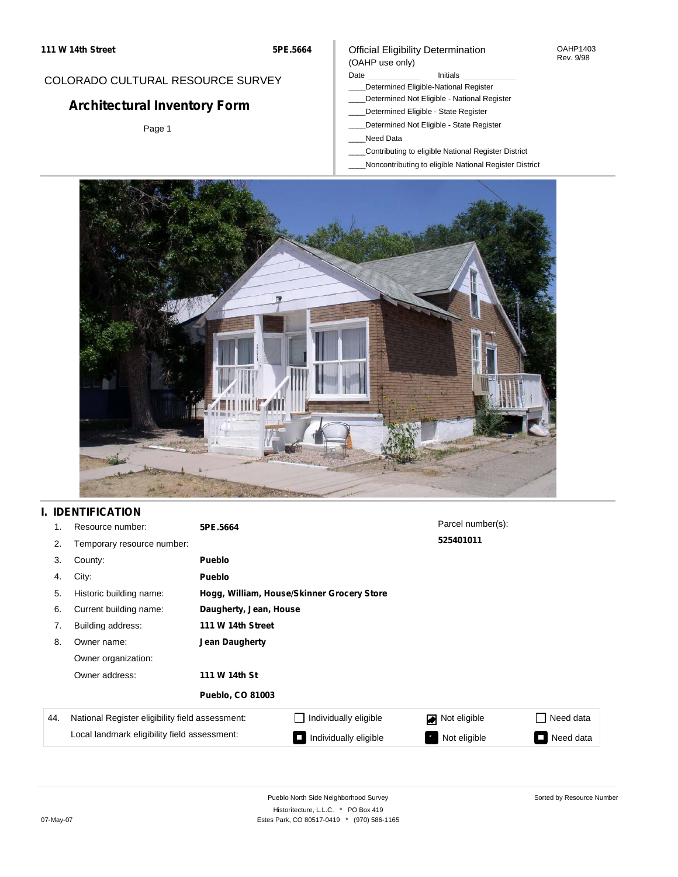**111 W 14th Street** **5PE.5664**

COLORADO CULTURAL RESOURCE SURVEY

# Architectural Inventory Form

Official Eligibility Determination
(OAHP use only)

OAHP1403
Rev. 9/98

Date ________ Initials ________

____Determined Eligible-National Register
____Determined Not Eligible - National Register
____Determined Eligible - State Register
____Determined Not Eligible - State Register
____Need Data
____Contributing to eligible National Register District
____Noncontributing to eligible National Register District

## I. IDENTIFICATION

| | | |
|---|---|---|
| 1. | Resource number: | **5PE.5664** |
| 2. | Temporary resource number: | |
| 3. | County: | **Pueblo** |
| 4. | City: | **Pueblo** |
| 5. | Historic building name: | **Hogg, William, House/Skinner Grocery Store** |
| 6. | Current building name: | **Daugherty, Jean, House** |
| 7. | Building address: | **111 W 14th Street** |
| 8. | Owner name: | **Jean Daugherty** |
| | Owner organization: | |
| | Owner address: | **111 W 14th St** |
| | | **Pueblo, CO 81003** |

Parcel number(s):
**525401011**

| 44. | | | | |
|---|---|---|---|---|
| National Register eligibility field assessment: | ☐ Individually eligible | ☑ Not eligible | ☐ Need data |
| Local landmark eligibility field assessment: | ☐ Individually eligible | ☐ Not eligible | ☐ Need data |

Pueblo North Side Neighborhood Survey
Historitecture, L.L.C. * PO Box 419
Estes Park, CO 80517-0419 * (970) 586-1165

07-May-07

Sorted by Resource Number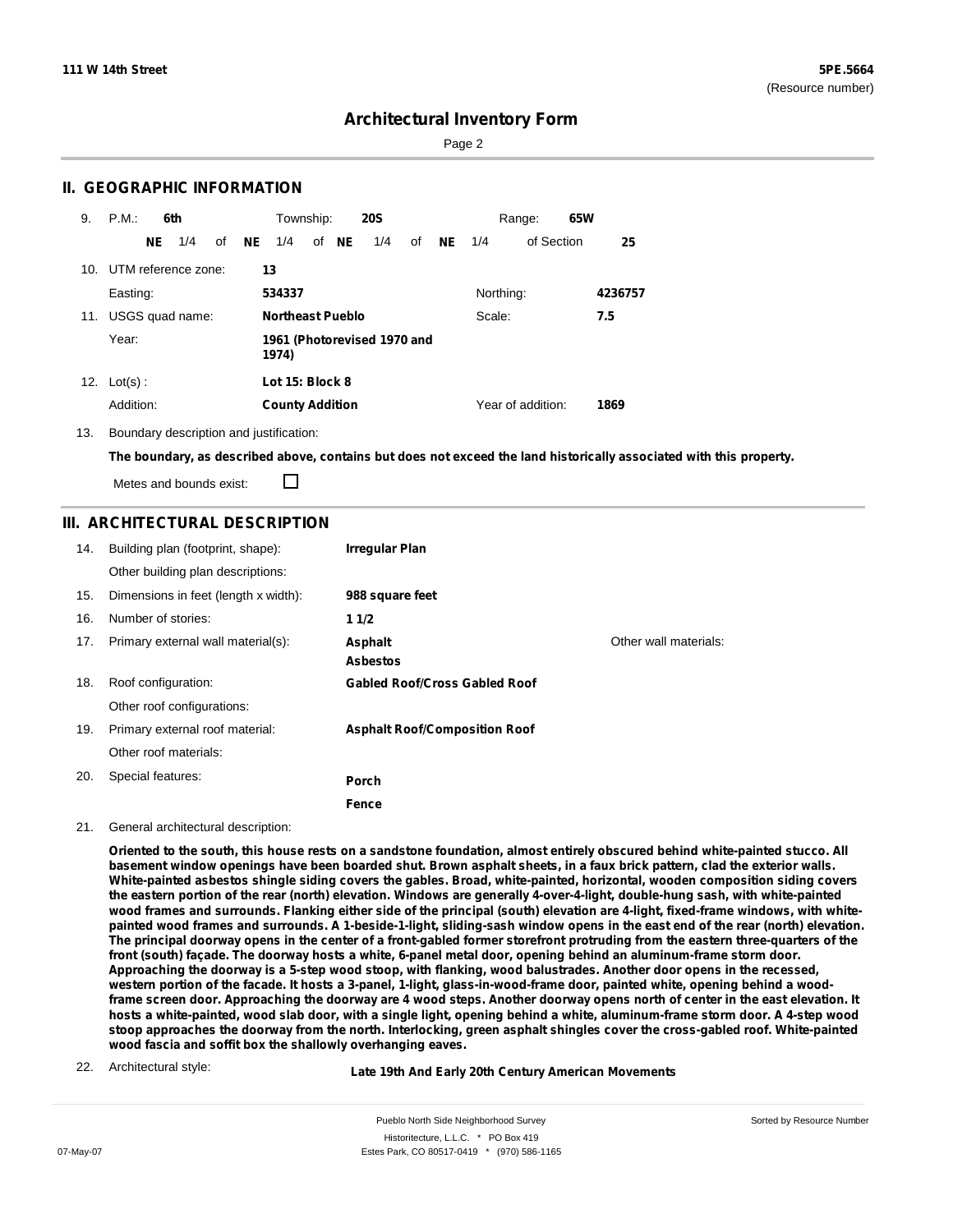## II. GEOGRAPHIC INFORMATION

9. P.M.: **6th** Township: **20S** Range: **65W**

**NE** 1/4 of **NE** 1/4 of **NE** 1/4 of **NE** 1/4 of Section **25**

10. UTM reference zone: **13**

Easting: **534337** Northing: **4236757**

11. USGS quad name: **Northeast Pueblo** Scale: **7.5**

Year: **1961 (Photorevised 1970 and 1974)**

12. Lot(s): **Lot 15: Block 8**

Addition: **County Addition** Year of addition: **1869**

13. Boundary description and justification:

**The boundary, as described above, contains but does not exceed the land historically associated with this property.**

Metes and bounds exist: ☐

## III. ARCHITECTURAL DESCRIPTION

| | | | |
|---|---|---|---|
| 14. | Building plan (footprint, shape): | **Irregular Plan** | |
| | Other building plan descriptions: | | |
| 15. | Dimensions in feet (length x width): | **988 square feet** | |
| 16. | Number of stories: | **1 1/2** | |
| 17. | Primary external wall material(s): | **Asphalt**<br>**Asbestos** | Other wall materials: |
| 18. | Roof configuration: | **Gabled Roof/Cross Gabled Roof** | |
| | Other roof configurations: | | |
| 19. | Primary external roof material: | **Asphalt Roof/Composition Roof** | |
| | Other roof materials: | | |
| 20. | Special features: | **Porch**<br>**Fence** | |

21. General architectural description:

**Oriented to the south, this house rests on a sandstone foundation, almost entirely obscured behind white-painted stucco. All basement window openings have been boarded shut. Brown asphalt sheets, in a faux brick pattern, clad the exterior walls. White-painted asbestos shingle siding covers the gables. Broad, white-painted, horizontal, wooden composition siding covers the eastern portion of the rear (north) elevation. Windows are generally 4-over-4-light, double-hung sash, with white-painted wood frames and surrounds. Flanking either side of the principal (south) elevation are 4-light, fixed-frame windows, with white-painted wood frames and surrounds. A 1-beside-1-light, sliding-sash window opens in the east end of the rear (north) elevation. The principal doorway opens in the center of a front-gabled former storefront protruding from the eastern three-quarters of the front (south) façade. The doorway hosts a white, 6-panel metal door, opening behind an aluminum-frame storm door. Approaching the doorway is a 5-step wood stoop, with flanking, wood balustrades. Another door opens in the recessed, western portion of the facade. It hosts a 3-panel, 1-light, glass-in-wood-frame door, painted white, opening behind a wood-frame screen door. Approaching the doorway are 4 wood steps. Another doorway opens north of center in the east elevation. It hosts a white-painted, wood slab door, with a single light, opening behind a white, aluminum-frame storm door. A 4-step wood stoop approaches the doorway from the north. Interlocking, green asphalt shingles cover the cross-gabled roof. White-painted wood fascia and soffit box the shallowly overhanging eaves.**

22. Architectural style: **Late 19th And Early 20th Century American Movements**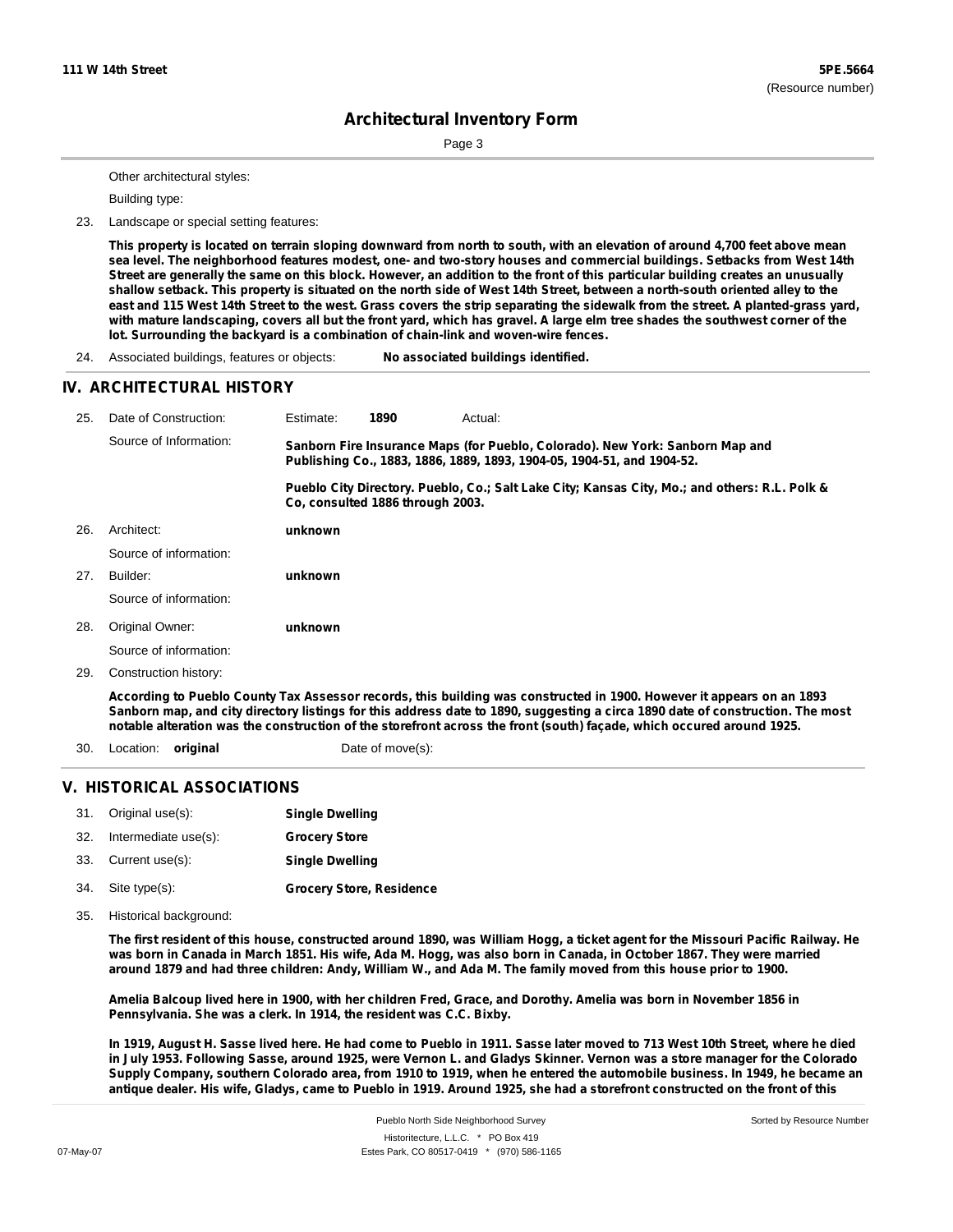Other architectural styles:

Building type:

23. Landscape or special setting features:

**This property is located on terrain sloping downward from north to south, with an elevation of around 4,700 feet above mean sea level. The neighborhood features modest, one- and two-story houses and commercial buildings. Setbacks from West 14th Street are generally the same on this block. However, an addition to the front of this particular building creates an unusually shallow setback. This property is situated on the north side of West 14th Street, between a north-south oriented alley to the east and 115 West 14th Street to the west. Grass covers the strip separating the sidewalk from the street. A planted-grass yard, with mature landscaping, covers all but the front yard, which has gravel. A large elm tree shades the southwest corner of the lot. Surrounding the backyard is a combination of chain-link and woven-wire fences.**

24. Associated buildings, features or objects: **No associated buildings identified.**

## IV. ARCHITECTURAL HISTORY

25. Date of Construction: Estimate: **1890** Actual:

Source of Information: **Sanborn Fire Insurance Maps (for Pueblo, Colorado). New York: Sanborn Map and Publishing Co., 1883, 1886, 1889, 1893, 1904-05, 1904-51, and 1904-52.**

**Pueblo City Directory. Pueblo, Co.; Salt Lake City; Kansas City, Mo.; and others: R.L. Polk & Co, consulted 1886 through 2003.**

26. Architect: **unknown**

Source of information:

27. Builder: **unknown**

Source of information:

28. Original Owner: **unknown**

Source of information:

29. Construction history:

**According to Pueblo County Tax Assessor records, this building was constructed in 1900. However it appears on an 1893 Sanborn map, and city directory listings for this address date to 1890, suggesting a circa 1890 date of construction. The most notable alteration was the construction of the storefront across the front (south) façade, which occured around 1925.**

30. Location: **original** Date of move(s):

## V. HISTORICAL ASSOCIATIONS

31. Original use(s): **Single Dwelling**

32. Intermediate use(s): **Grocery Store**

33. Current use(s): **Single Dwelling**

34. Site type(s): **Grocery Store, Residence**

35. Historical background:

**The first resident of this house, constructed around 1890, was William Hogg, a ticket agent for the Missouri Pacific Railway. He was born in Canada in March 1851. His wife, Ada M. Hogg, was also born in Canada, in October 1867. They were married around 1879 and had three children: Andy, William W., and Ada M. The family moved from this house prior to 1900.**

**Amelia Balcoup lived here in 1900, with her children Fred, Grace, and Dorothy. Amelia was born in November 1856 in Pennsylvania. She was a clerk. In 1914, the resident was C.C. Bixby.**

**In 1919, August H. Sasse lived here. He had come to Pueblo in 1911. Sasse later moved to 713 West 10th Street, where he died in July 1953. Following Sasse, around 1925, were Vernon L. and Gladys Skinner. Vernon was a store manager for the Colorado Supply Company, southern Colorado area, from 1910 to 1919, when he entered the automobile business. In 1949, he became an antique dealer. His wife, Gladys, came to Pueblo in 1919. Around 1925, she had a storefront constructed on the front of this**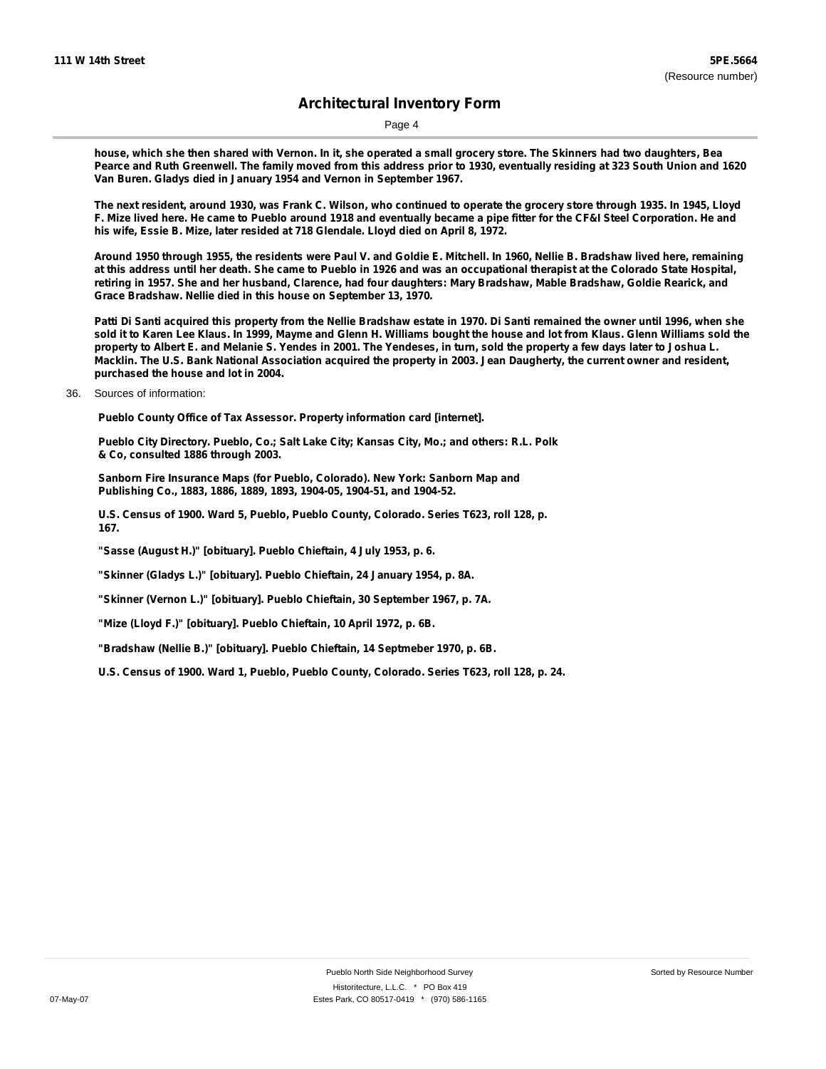house, which she then shared with Vernon. In it, she operated a small grocery store. The Skinners had two daughters, Bea Pearce and Ruth Greenwell. The family moved from this address prior to 1930, eventually residing at 323 South Union and 1620 Van Buren. Gladys died in January 1954 and Vernon in September 1967.

The next resident, around 1930, was Frank C. Wilson, who continued to operate the grocery store through 1935. In 1945, Lloyd F. Mize lived here. He came to Pueblo around 1918 and eventually became a pipe fitter for the CF&I Steel Corporation. He and his wife, Essie B. Mize, later resided at 718 Glendale. Lloyd died on April 8, 1972.

Around 1950 through 1955, the residents were Paul V. and Goldie E. Mitchell. In 1960, Nellie B. Bradshaw lived here, remaining at this address until her death. She came to Pueblo in 1926 and was an occupational therapist at the Colorado State Hospital, retiring in 1957. She and her husband, Clarence, had four daughters: Mary Bradshaw, Mable Bradshaw, Goldie Rearick, and Grace Bradshaw. Nellie died in this house on September 13, 1970.

Patti Di Santi acquired this property from the Nellie Bradshaw estate in 1970. Di Santi remained the owner until 1996, when she sold it to Karen Lee Klaus. In 1999, Mayme and Glenn H. Williams bought the house and lot from Klaus. Glenn Williams sold the property to Albert E. and Melanie S. Yendes in 2001. The Yendeses, in turn, sold the property a few days later to Joshua L. Macklin. The U.S. Bank National Association acquired the property in 2003. Jean Daugherty, the current owner and resident, purchased the house and lot in 2004.

36. Sources of information:

Pueblo County Office of Tax Assessor. Property information card [internet].

Pueblo City Directory. Pueblo, Co.; Salt Lake City; Kansas City, Mo.; and others: R.L. Polk & Co, consulted 1886 through 2003.

Sanborn Fire Insurance Maps (for Pueblo, Colorado). New York: Sanborn Map and Publishing Co., 1883, 1886, 1889, 1893, 1904-05, 1904-51, and 1904-52.

U.S. Census of 1900. Ward 5, Pueblo, Pueblo County, Colorado. Series T623, roll 128, p. 167.

"Sasse (August H.)" [obituary]. Pueblo Chieftain, 4 July 1953, p. 6.

"Skinner (Gladys L.)" [obituary]. Pueblo Chieftain, 24 January 1954, p. 8A.

"Skinner (Vernon L.)" [obituary]. Pueblo Chieftain, 30 September 1967, p. 7A.

"Mize (Lloyd F.)" [obituary]. Pueblo Chieftain, 10 April 1972, p. 6B.

"Bradshaw (Nellie B.)" [obituary]. Pueblo Chieftain, 14 Septmeber 1970, p. 6B.

U.S. Census of 1900. Ward 1, Pueblo, Pueblo County, Colorado. Series T623, roll 128, p. 24.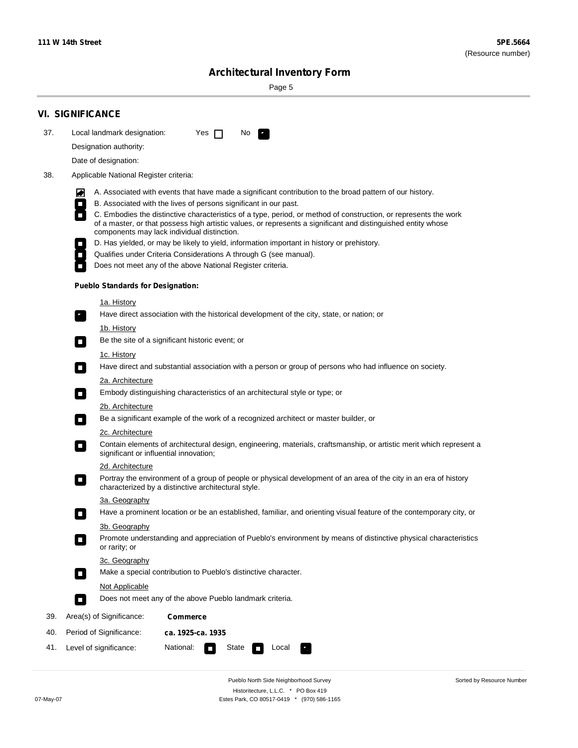**111 W 14th Street** | **5PE.5664** (Resource number)

# Architectural Inventory Form

## VI. SIGNIFICANCE

37. Local landmark designation: Yes ☐ No ☑

    Designation authority:

    Date of designation:

38. Applicable National Register criteria:

    - ☑ A. Associated with events that have made a significant contribution to the broad pattern of our history.
    - ☐ B. Associated with the lives of persons significant in our past.
    - ☐ C. Embodies the distinctive characteristics of a type, period, or method of construction, or represents the work of a master, or that possess high artistic values, or represents a significant and distinguished entity whose components may lack individual distinction.
    - ☐ D. Has yielded, or may be likely to yield, information important in history or prehistory.
    - ☐ Qualifies under Criteria Considerations A through G (see manual).
    - ☐ Does not meet any of the above National Register criteria.

    **Pueblo Standards for Designation:**

    1a. History
    - ☑ Have direct association with the historical development of the city, state, or nation; or

    1b. History
    - ☐ Be the site of a significant historic event; or

    1c. History
    - ☐ Have direct and substantial association with a person or group of persons who had influence on society.

    2a. Architecture
    - ☐ Embody distinguishing characteristics of an architectural style or type; or

    2b. Architecture
    - ☐ Be a significant example of the work of a recognized architect or master builder, or

    2c. Architecture
    - ☐ Contain elements of architectural design, engineering, materials, craftsmanship, or artistic merit which represent a significant or influential innovation;

    2d. Architecture
    - ☐ Portray the environment of a group of people or physical development of an area of the city in an era of history characterized by a distinctive architectural style.

    3a. Geography
    - ☐ Have a prominent location or be an established, familiar, and orienting visual feature of the contemporary city, or

    3b. Geography
    - ☐ Promote understanding and appreciation of Pueblo's environment by means of distinctive physical characteristics or rarity; or

    3c. Geography
    - ☐ Make a special contribution to Pueblo's distinctive character.

    Not Applicable
    - ☐ Does not meet any of the above Pueblo landmark criteria.

39. Area(s) of Significance: **Commerce**

40. Period of Significance: **ca. 1925-ca. 1935**

41. Level of significance: National: ☐ State ☐ Local ☑

Pueblo North Side Neighborhood Survey
Historitecture, L.L.C. * PO Box 419
Estes Park, CO 80517-0419 * (970) 586-1165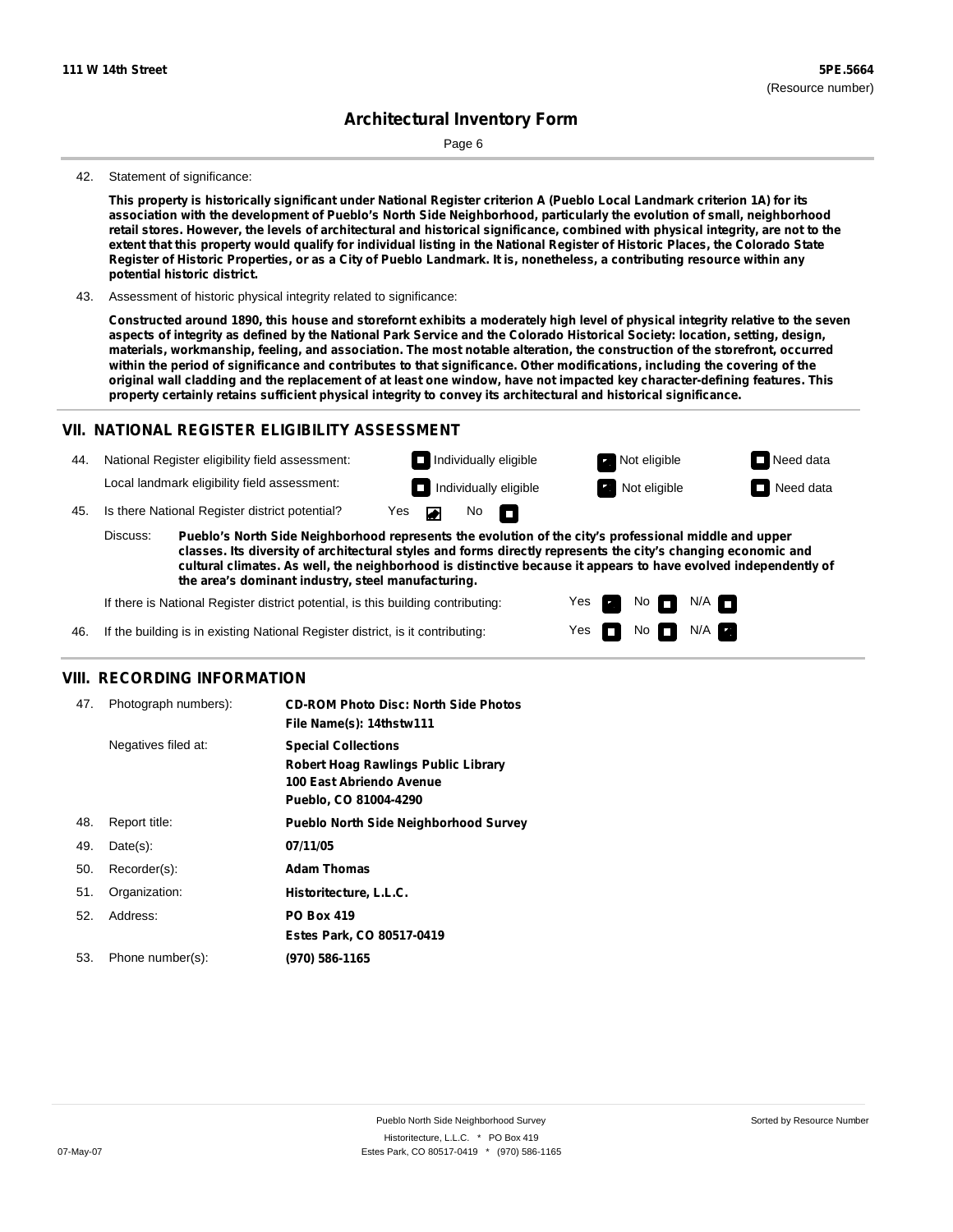**111 W 14th Street** **5PE.5664**
(Resource number)

# Architectural Inventory Form

42. Statement of significance:

**This property is historically significant under National Register criterion A (Pueblo Local Landmark criterion 1A) for its association with the development of Pueblo's North Side Neighborhood, particularly the evolution of small, neighborhood retail stores. However, the levels of architectural and historical significance, combined with physical integrity, are not to the extent that this property would qualify for individual listing in the National Register of Historic Places, the Colorado State Register of Historic Properties, or as a City of Pueblo Landmark. It is, nonetheless, a contributing resource within any potential historic district.**

43. Assessment of historic physical integrity related to significance:

**Constructed around 1890, this house and storefornt exhibits a moderately high level of physical integrity relative to the seven aspects of integrity as defined by the National Park Service and the Colorado Historical Society: location, setting, design, materials, workmanship, feeling, and association. The most notable alteration, the construction of the storefront, occurred within the period of significance and contributes to that significance. Other modifications, including the covering of the original wall cladding and the replacement of at least one window, have not impacted key character-defining features. This property certainly retains sufficient physical integrity to convey its architectural and historical significance.**

## VII. NATIONAL REGISTER ELIGIBILITY ASSESSMENT

44. National Register eligibility field assessment: ☐ Individually eligible ☒ Not eligible ☐ Need data
Local landmark eligibility field assessment: ☐ Individually eligible ☒ Not eligible ☐ Need data

45. Is there National Register district potential? Yes ☒ No ☐

Discuss: **Pueblo's North Side Neighborhood represents the evolution of the city's professional middle and upper classes. Its diversity of architectural styles and forms directly represents the city's changing economic and cultural climates. As well, the neighborhood is distinctive because it appears to have evolved independently of the area's dominant industry, steel manufacturing.**

If there is National Register district potential, is this building contributing: Yes ☒ No ☐ N/A ☐

46. If the building is in existing National Register district, is it contributing: Yes ☐ No ☐ N/A ☒

## VIII. RECORDING INFORMATION

47. Photograph numbers): **CD-ROM Photo Disc: North Side Photos**
**File Name(s): 14thstw111**

Negatives filed at: **Special Collections**
**Robert Hoag Rawlings Public Library**
**100 East Abriendo Avenue**
**Pueblo, CO 81004-4290**

48. Report title: **Pueblo North Side Neighborhood Survey**

49. Date(s): **07/11/05**

50. Recorder(s): **Adam Thomas**

51. Organization: **Historitecture, L.L.C.**

52. Address: **PO Box 419**
**Estes Park, CO 80517-0419**

53. Phone number(s): **(970) 586-1165**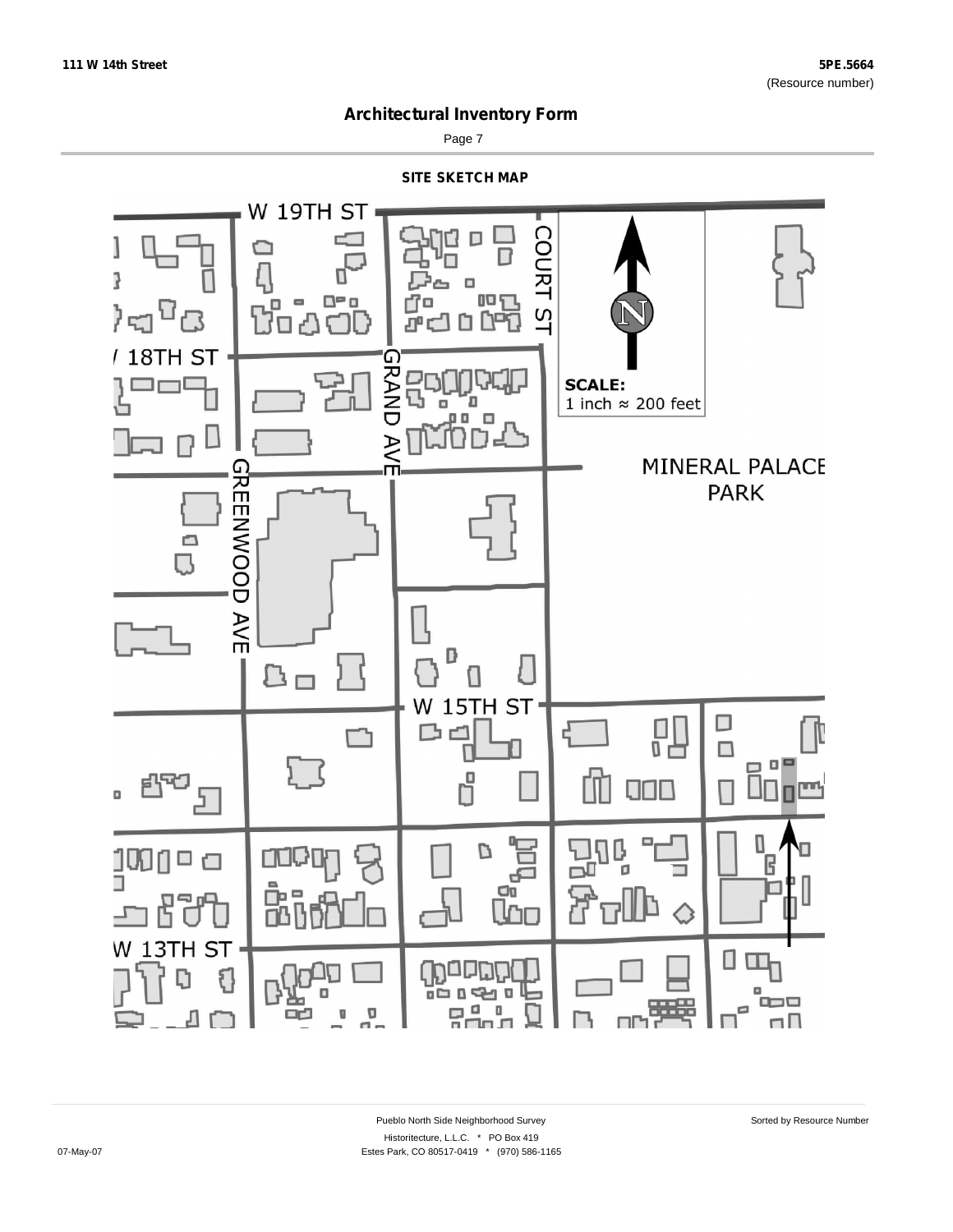## Architectural Inventory Form

### SITE SKETCH MAP

W 19TH ST

COURT ST

18TH ST

GRAND AVE

GREENWOOD AVE

MINERAL PALACE PARK

SCALE:
1 inch ≈ 200 feet

W 15TH ST

W 13TH ST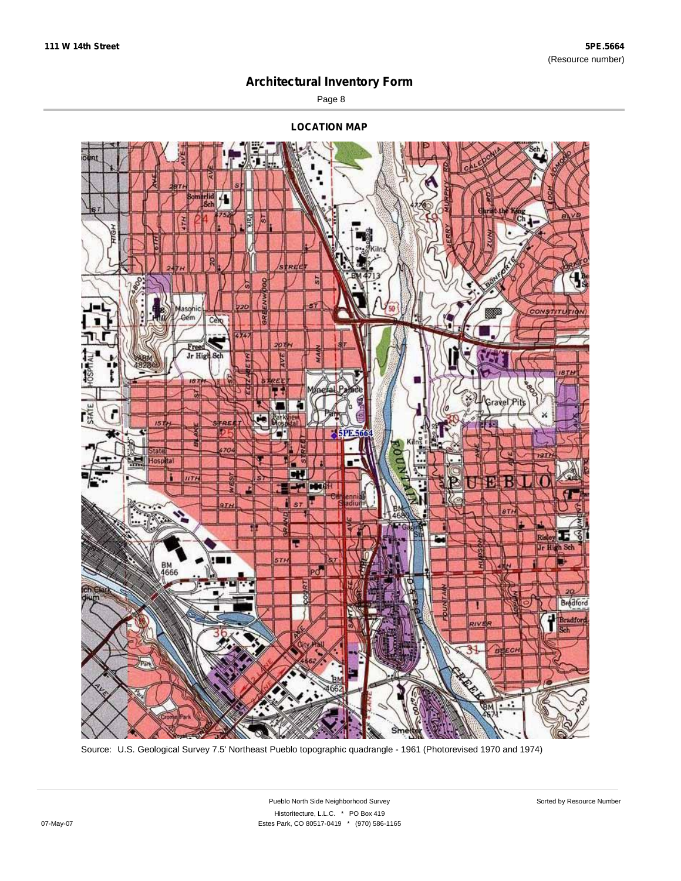## LOCATION MAP

Source: U.S. Geological Survey 7.5' Northeast Pueblo topographic quadrangle - 1961 (Photorevised 1970 and 1974)